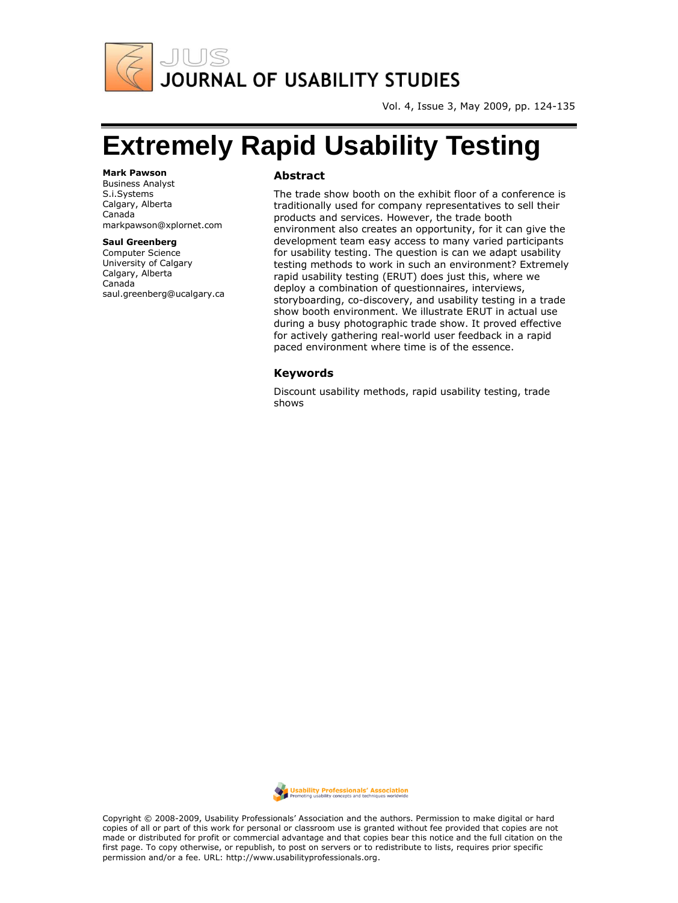# Extremely Rapid Usability Testing

**Mark Pawson**
Business Analyst
S.i.Systems
Calgary, Alberta
Canada
markpawson@xplornet.com

**Saul Greenberg**
Computer Science
University of Calgary
Calgary, Alberta
Canada
saul.greenberg@ucalgary.ca

## Abstract

The trade show booth on the exhibit floor of a conference is traditionally used for company representatives to sell their products and services. However, the trade booth environment also creates an opportunity, for it can give the development team easy access to many varied participants for usability testing. The question is can we adapt usability testing methods to work in such an environment? Extremely rapid usability testing (ERUT) does just this, where we deploy a combination of questionnaires, interviews, storyboarding, co-discovery, and usability testing in a trade show booth environment. We illustrate ERUT in actual use during a busy photographic trade show. It proved effective for actively gathering real-world user feedback in a rapid paced environment where time is of the essence.

## Keywords

Discount usability methods, rapid usability testing, trade shows

Copyright © 2008-2009, Usability Professionals' Association and the authors. Permission to make digital or hard copies of all or part of this work for personal or classroom use is granted without fee provided that copies are not made or distributed for profit or commercial advantage and that copies bear this notice and the full citation on the first page. To copy otherwise, or republish, to post on servers or to redistribute to lists, requires prior specific permission and/or a fee. URL: http://www.usabilityprofessionals.org.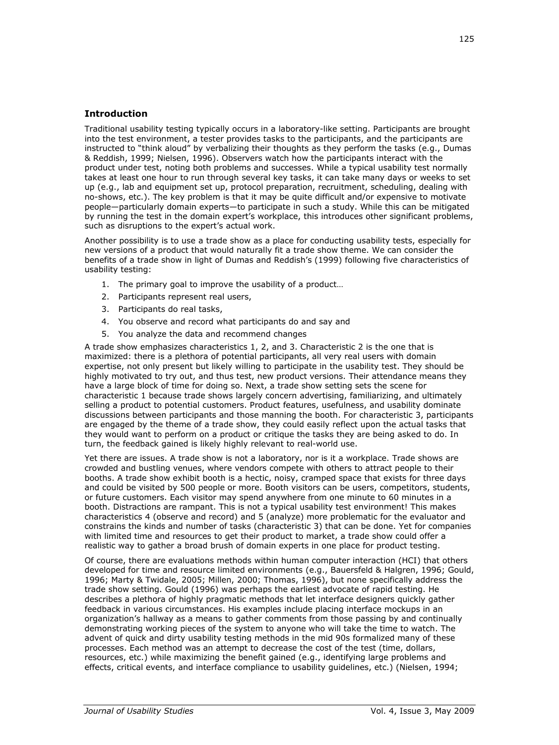## Introduction

Traditional usability testing typically occurs in a laboratory-like setting. Participants are brought into the test environment, a tester provides tasks to the participants, and the participants are instructed to "think aloud" by verbalizing their thoughts as they perform the tasks (e.g., Dumas & Reddish, 1999; Nielsen, 1996). Observers watch how the participants interact with the product under test, noting both problems and successes. While a typical usability test normally takes at least one hour to run through several key tasks, it can take many days or weeks to set up (e.g., lab and equipment set up, protocol preparation, recruitment, scheduling, dealing with no-shows, etc.). The key problem is that it may be quite difficult and/or expensive to motivate people—particularly domain experts—to participate in such a study. While this can be mitigated by running the test in the domain expert's workplace, this introduces other significant problems, such as disruptions to the expert's actual work.

Another possibility is to use a trade show as a place for conducting usability tests, especially for new versions of a product that would naturally fit a trade show theme. We can consider the benefits of a trade show in light of Dumas and Reddish's (1999) following five characteristics of usability testing:

1. The primary goal to improve the usability of a product…
2. Participants represent real users,
3. Participants do real tasks,
4. You observe and record what participants do and say and
5. You analyze the data and recommend changes

A trade show emphasizes characteristics 1, 2, and 3. Characteristic 2 is the one that is maximized: there is a plethora of potential participants, all very real users with domain expertise, not only present but likely willing to participate in the usability test. They should be highly motivated to try out, and thus test, new product versions. Their attendance means they have a large block of time for doing so. Next, a trade show setting sets the scene for characteristic 1 because trade shows largely concern advertising, familiarizing, and ultimately selling a product to potential customers. Product features, usefulness, and usability dominate discussions between participants and those manning the booth. For characteristic 3, participants are engaged by the theme of a trade show, they could easily reflect upon the actual tasks that they would want to perform on a product or critique the tasks they are being asked to do. In turn, the feedback gained is likely highly relevant to real-world use.

Yet there are issues. A trade show is not a laboratory, nor is it a workplace. Trade shows are crowded and bustling venues, where vendors compete with others to attract people to their booths. A trade show exhibit booth is a hectic, noisy, cramped space that exists for three days and could be visited by 500 people or more. Booth visitors can be users, competitors, students, or future customers. Each visitor may spend anywhere from one minute to 60 minutes in a booth. Distractions are rampant. This is not a typical usability test environment! This makes characteristics 4 (observe and record) and 5 (analyze) more problematic for the evaluator and constrains the kinds and number of tasks (characteristic 3) that can be done. Yet for companies with limited time and resources to get their product to market, a trade show could offer a realistic way to gather a broad brush of domain experts in one place for product testing.

Of course, there are evaluations methods within human computer interaction (HCI) that others developed for time and resource limited environments (e.g., Bauersfeld & Halgren, 1996; Gould, 1996; Marty & Twidale, 2005; Millen, 2000; Thomas, 1996), but none specifically address the trade show setting. Gould (1996) was perhaps the earliest advocate of rapid testing. He describes a plethora of highly pragmatic methods that let interface designers quickly gather feedback in various circumstances. His examples include placing interface mockups in an organization's hallway as a means to gather comments from those passing by and continually demonstrating working pieces of the system to anyone who will take the time to watch. The advent of quick and dirty usability testing methods in the mid 90s formalized many of these processes. Each method was an attempt to decrease the cost of the test (time, dollars, resources, etc.) while maximizing the benefit gained (e.g., identifying large problems and effects, critical events, and interface compliance to usability guidelines, etc.) (Nielsen, 1994;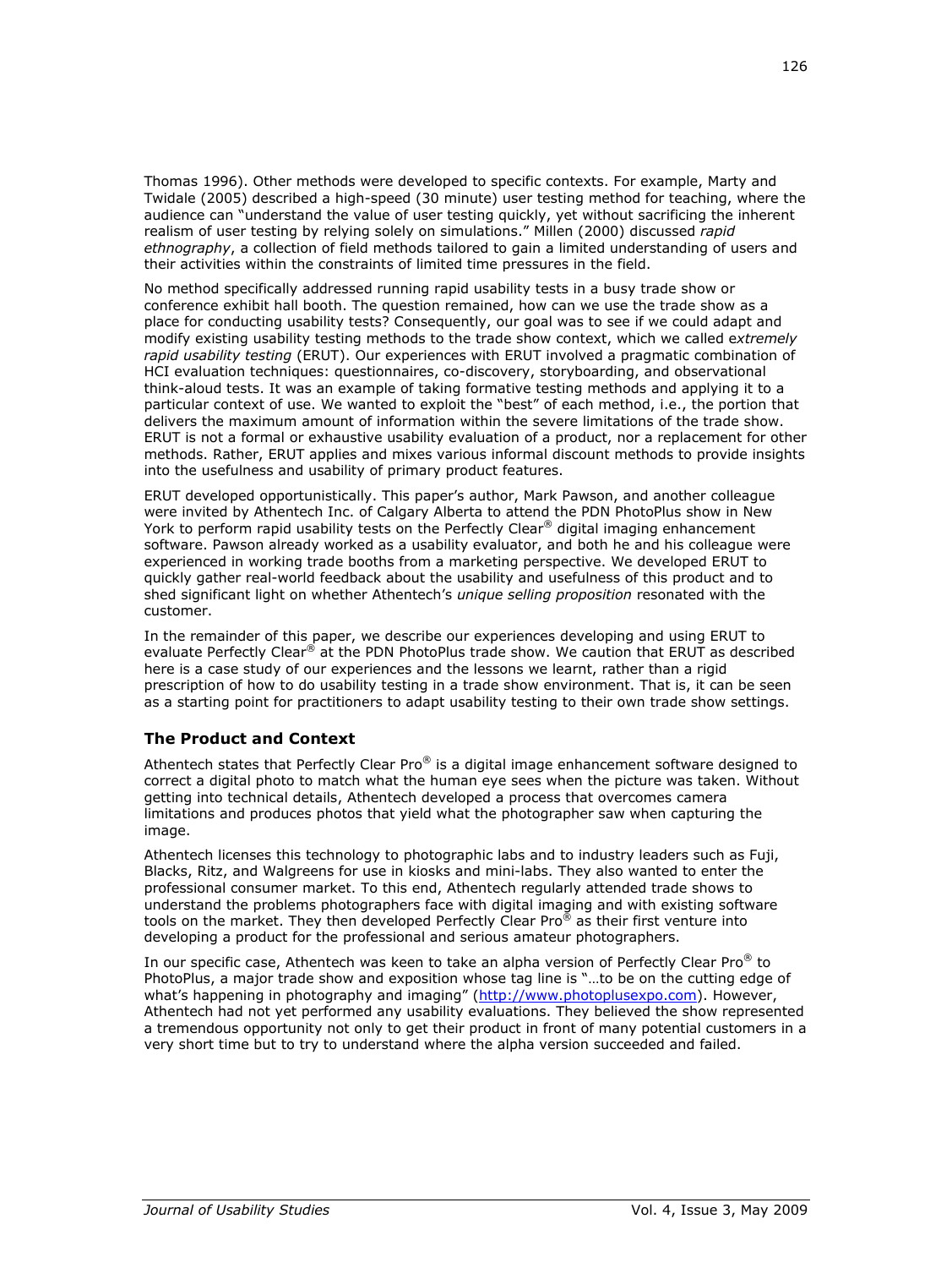Thomas 1996). Other methods were developed to specific contexts. For example, Marty and Twidale (2005) described a high-speed (30 minute) user testing method for teaching, where the audience can "understand the value of user testing quickly, yet without sacrificing the inherent realism of user testing by relying solely on simulations." Millen (2000) discussed *rapid ethnography*, a collection of field methods tailored to gain a limited understanding of users and their activities within the constraints of limited time pressures in the field.

No method specifically addressed running rapid usability tests in a busy trade show or conference exhibit hall booth. The question remained, how can we use the trade show as a place for conducting usability tests? Consequently, our goal was to see if we could adapt and modify existing usability testing methods to the trade show context, which we called *extremely rapid usability testing* (ERUT). Our experiences with ERUT involved a pragmatic combination of HCI evaluation techniques: questionnaires, co-discovery, storyboarding, and observational think-aloud tests. It was an example of taking formative testing methods and applying it to a particular context of use. We wanted to exploit the "best" of each method, i.e., the portion that delivers the maximum amount of information within the severe limitations of the trade show. ERUT is not a formal or exhaustive usability evaluation of a product, nor a replacement for other methods. Rather, ERUT applies and mixes various informal discount methods to provide insights into the usefulness and usability of primary product features.

ERUT developed opportunistically. This paper's author, Mark Pawson, and another colleague were invited by Athentech Inc. of Calgary Alberta to attend the PDN PhotoPlus show in New York to perform rapid usability tests on the Perfectly Clear® digital imaging enhancement software. Pawson already worked as a usability evaluator, and both he and his colleague were experienced in working trade booths from a marketing perspective. We developed ERUT to quickly gather real-world feedback about the usability and usefulness of this product and to shed significant light on whether Athentech's *unique selling proposition* resonated with the customer.

In the remainder of this paper, we describe our experiences developing and using ERUT to evaluate Perfectly Clear® at the PDN PhotoPlus trade show. We caution that ERUT as described here is a case study of our experiences and the lessons we learnt, rather than a rigid prescription of how to do usability testing in a trade show environment. That is, it can be seen as a starting point for practitioners to adapt usability testing to their own trade show settings.

## The Product and Context

Athentech states that Perfectly Clear Pro® is a digital image enhancement software designed to correct a digital photo to match what the human eye sees when the picture was taken. Without getting into technical details, Athentech developed a process that overcomes camera limitations and produces photos that yield what the photographer saw when capturing the image.

Athentech licenses this technology to photographic labs and to industry leaders such as Fuji, Blacks, Ritz, and Walgreens for use in kiosks and mini-labs. They also wanted to enter the professional consumer market. To this end, Athentech regularly attended trade shows to understand the problems photographers face with digital imaging and with existing software tools on the market. They then developed Perfectly Clear Pro® as their first venture into developing a product for the professional and serious amateur photographers.

In our specific case, Athentech was keen to take an alpha version of Perfectly Clear Pro® to PhotoPlus, a major trade show and exposition whose tag line is "…to be on the cutting edge of what's happening in photography and imaging" (http://www.photoplusexpo.com). However, Athentech had not yet performed any usability evaluations. They believed the show represented a tremendous opportunity not only to get their product in front of many potential customers in a very short time but to try to understand where the alpha version succeeded and failed.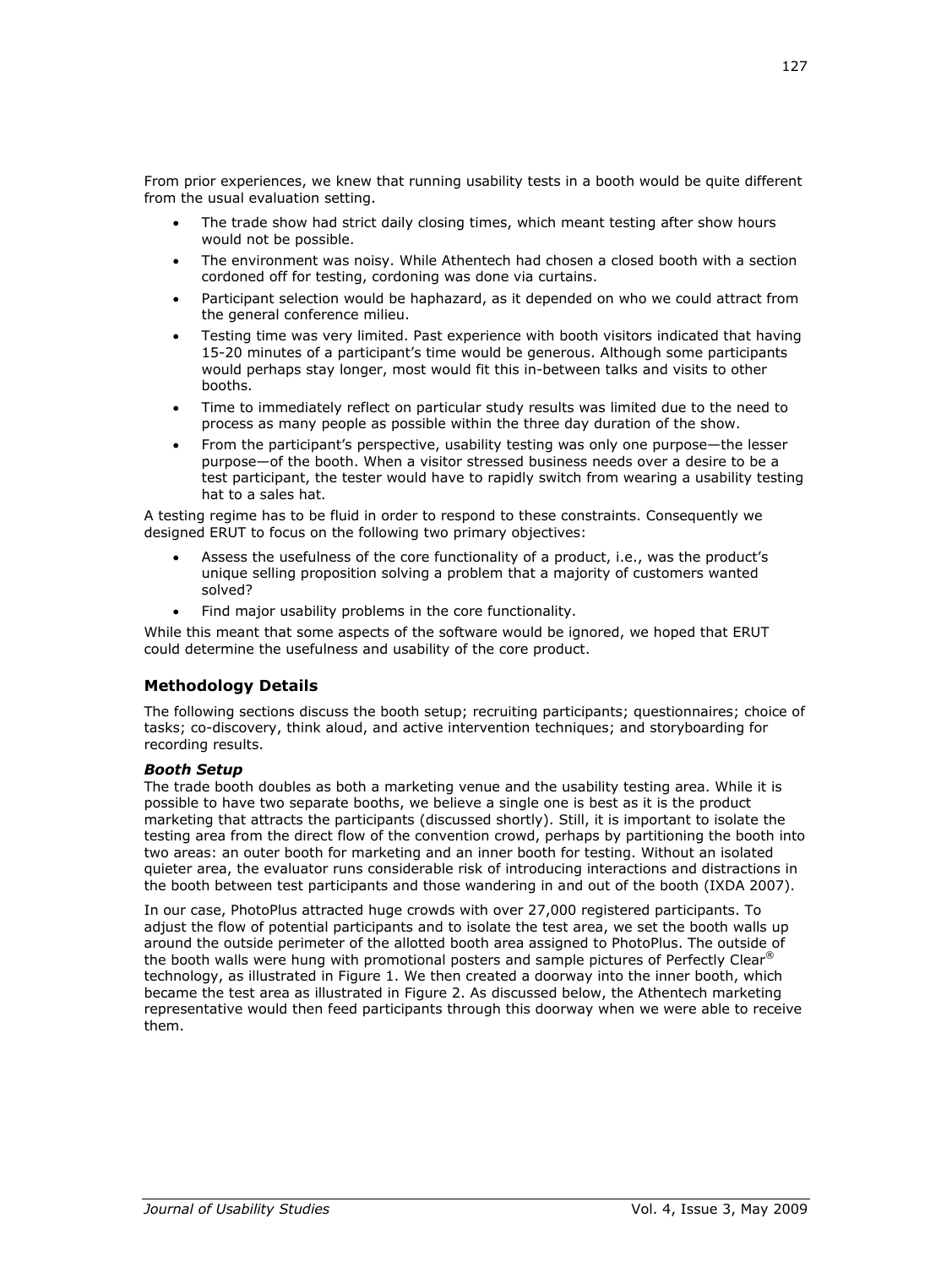From prior experiences, we knew that running usability tests in a booth would be quite different from the usual evaluation setting.

- The trade show had strict daily closing times, which meant testing after show hours would not be possible.
- The environment was noisy. While Athentech had chosen a closed booth with a section cordoned off for testing, cordoning was done via curtains.
- Participant selection would be haphazard, as it depended on who we could attract from the general conference milieu.
- Testing time was very limited. Past experience with booth visitors indicated that having 15-20 minutes of a participant's time would be generous. Although some participants would perhaps stay longer, most would fit this in-between talks and visits to other booths.
- Time to immediately reflect on particular study results was limited due to the need to process as many people as possible within the three day duration of the show.
- From the participant's perspective, usability testing was only one purpose—the lesser purpose—of the booth. When a visitor stressed business needs over a desire to be a test participant, the tester would have to rapidly switch from wearing a usability testing hat to a sales hat.

A testing regime has to be fluid in order to respond to these constraints. Consequently we designed ERUT to focus on the following two primary objectives:

- Assess the usefulness of the core functionality of a product, i.e., was the product's unique selling proposition solving a problem that a majority of customers wanted solved?
- Find major usability problems in the core functionality.

While this meant that some aspects of the software would be ignored, we hoped that ERUT could determine the usefulness and usability of the core product.

## Methodology Details

The following sections discuss the booth setup; recruiting participants; questionnaires; choice of tasks; co-discovery, think aloud, and active intervention techniques; and storyboarding for recording results.

### *Booth Setup*

The trade booth doubles as both a marketing venue and the usability testing area. While it is possible to have two separate booths, we believe a single one is best as it is the product marketing that attracts the participants (discussed shortly). Still, it is important to isolate the testing area from the direct flow of the convention crowd, perhaps by partitioning the booth into two areas: an outer booth for marketing and an inner booth for testing. Without an isolated quieter area, the evaluator runs considerable risk of introducing interactions and distractions in the booth between test participants and those wandering in and out of the booth (IXDA 2007).

In our case, PhotoPlus attracted huge crowds with over 27,000 registered participants. To adjust the flow of potential participants and to isolate the test area, we set the booth walls up around the outside perimeter of the allotted booth area assigned to PhotoPlus. The outside of the booth walls were hung with promotional posters and sample pictures of Perfectly Clear® technology, as illustrated in Figure 1. We then created a doorway into the inner booth, which became the test area as illustrated in Figure 2. As discussed below, the Athentech marketing representative would then feed participants through this doorway when we were able to receive them.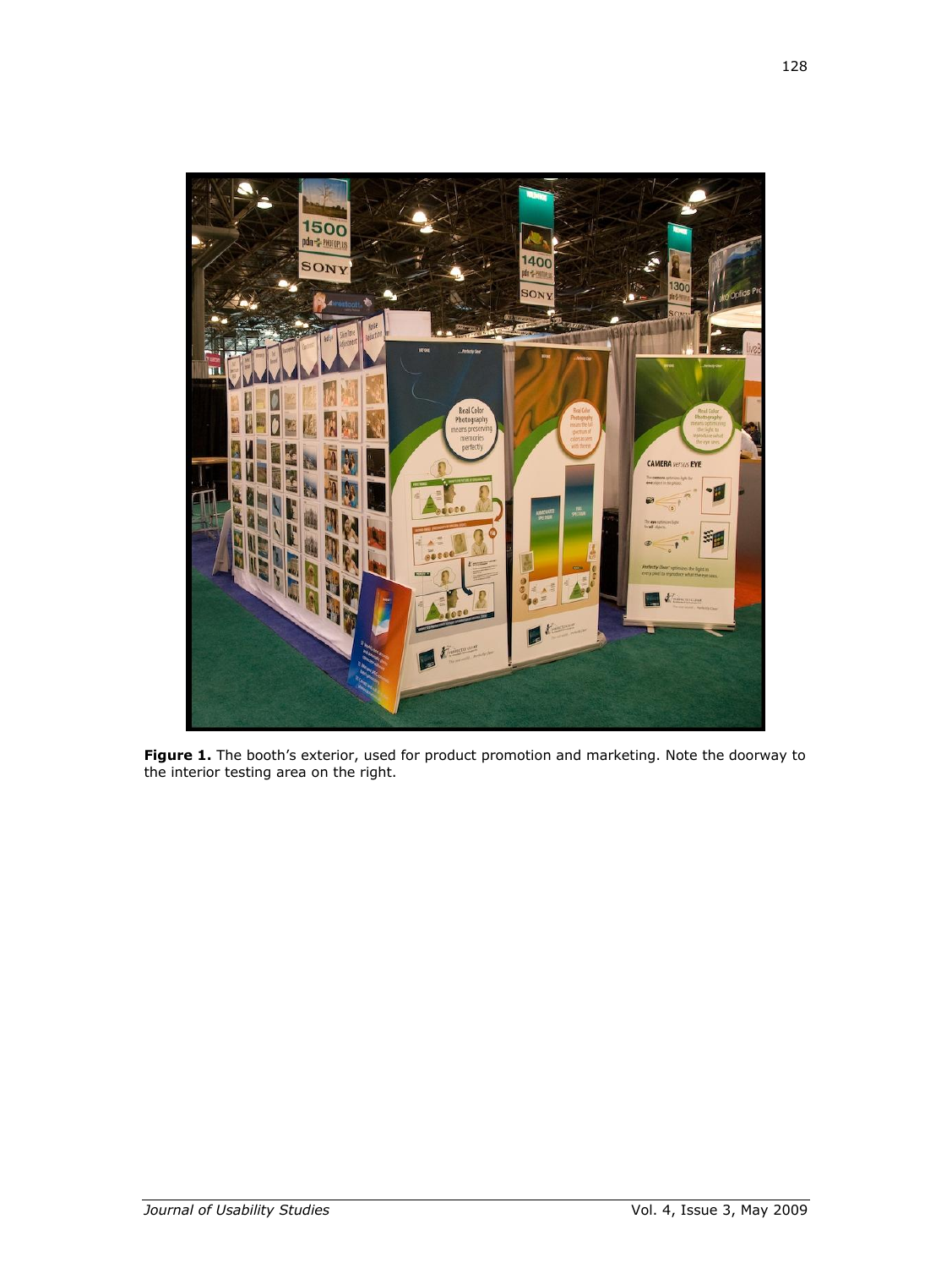**Figure 1.** The booth's exterior, used for product promotion and marketing. Note the doorway to the interior testing area on the right.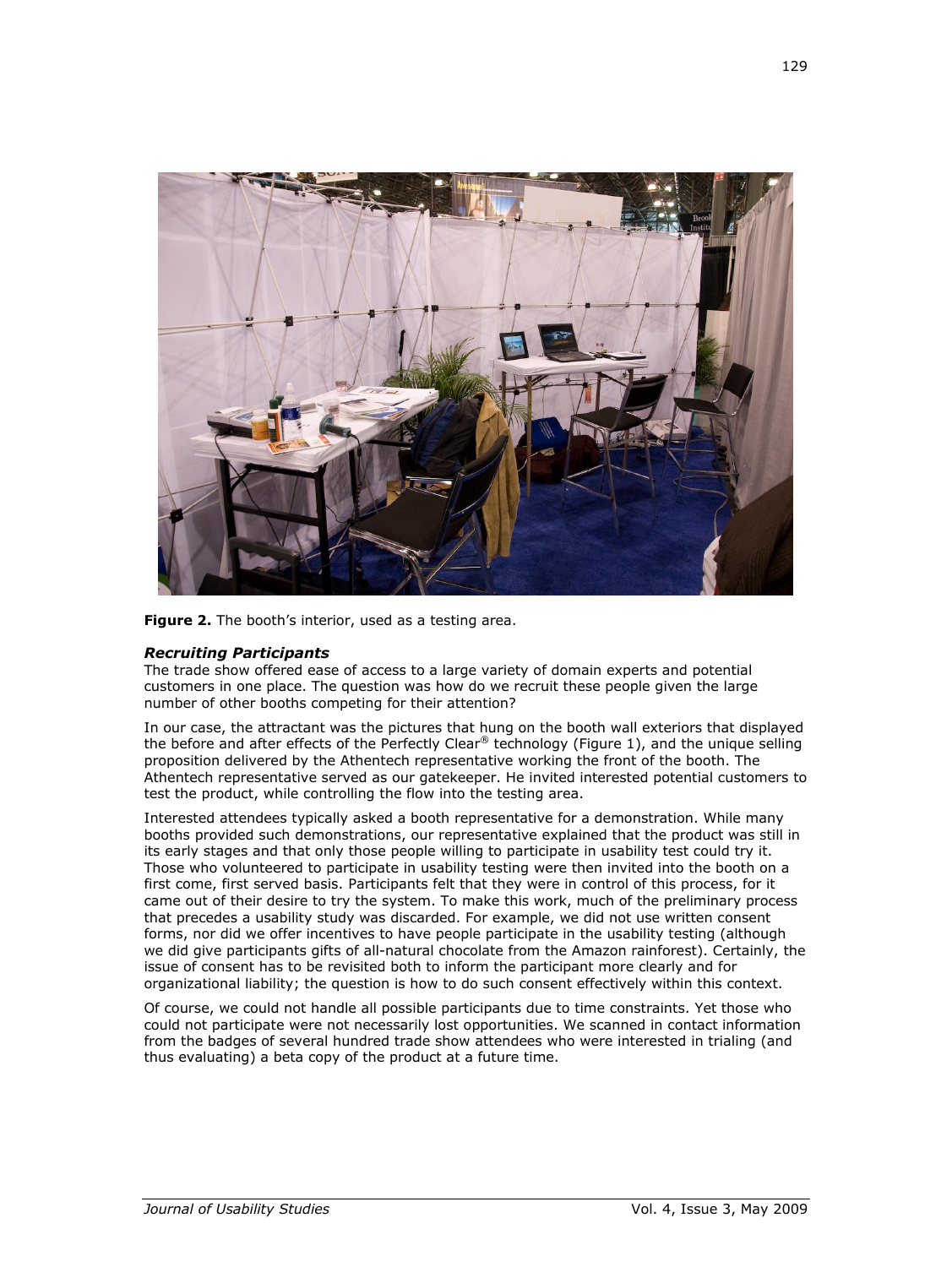**Figure 2.** The booth's interior, used as a testing area.

### *Recruiting Participants*

The trade show offered ease of access to a large variety of domain experts and potential customers in one place. The question was how do we recruit these people given the large number of other booths competing for their attention?

In our case, the attractant was the pictures that hung on the booth wall exteriors that displayed the before and after effects of the Perfectly Clear® technology (Figure 1), and the unique selling proposition delivered by the Athentech representative working the front of the booth. The Athentech representative served as our gatekeeper. He invited interested potential customers to test the product, while controlling the flow into the testing area.

Interested attendees typically asked a booth representative for a demonstration. While many booths provided such demonstrations, our representative explained that the product was still in its early stages and that only those people willing to participate in usability test could try it. Those who volunteered to participate in usability testing were then invited into the booth on a first come, first served basis. Participants felt that they were in control of this process, for it came out of their desire to try the system. To make this work, much of the preliminary process that precedes a usability study was discarded. For example, we did not use written consent forms, nor did we offer incentives to have people participate in the usability testing (although we did give participants gifts of all-natural chocolate from the Amazon rainforest). Certainly, the issue of consent has to be revisited both to inform the participant more clearly and for organizational liability; the question is how to do such consent effectively within this context.

Of course, we could not handle all possible participants due to time constraints. Yet those who could not participate were not necessarily lost opportunities. We scanned in contact information from the badges of several hundred trade show attendees who were interested in trialing (and thus evaluating) a beta copy of the product at a future time.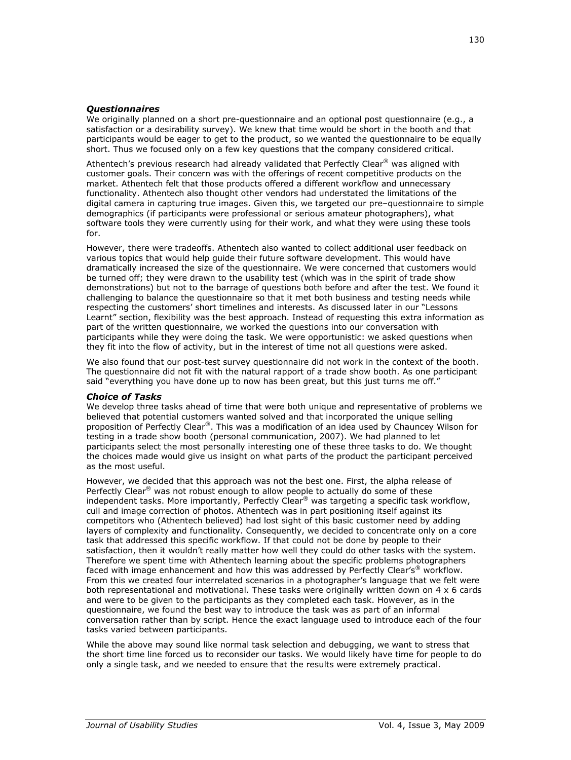### *Questionnaires*

We originally planned on a short pre-questionnaire and an optional post questionnaire (e.g., a satisfaction or a desirability survey). We knew that time would be short in the booth and that participants would be eager to get to the product, so we wanted the questionnaire to be equally short. Thus we focused only on a few key questions that the company considered critical.

Athentech's previous research had already validated that Perfectly Clear® was aligned with customer goals. Their concern was with the offerings of recent competitive products on the market. Athentech felt that those products offered a different workflow and unnecessary functionality. Athentech also thought other vendors had understated the limitations of the digital camera in capturing true images. Given this, we targeted our pre–questionnaire to simple demographics (if participants were professional or serious amateur photographers), what software tools they were currently using for their work, and what they were using these tools for.

However, there were tradeoffs. Athentech also wanted to collect additional user feedback on various topics that would help guide their future software development. This would have dramatically increased the size of the questionnaire. We were concerned that customers would be turned off; they were drawn to the usability test (which was in the spirit of trade show demonstrations) but not to the barrage of questions both before and after the test. We found it challenging to balance the questionnaire so that it met both business and testing needs while respecting the customers' short timelines and interests. As discussed later in our "Lessons Learnt" section, flexibility was the best approach. Instead of requesting this extra information as part of the written questionnaire, we worked the questions into our conversation with participants while they were doing the task. We were opportunistic: we asked questions when they fit into the flow of activity, but in the interest of time not all questions were asked.

We also found that our post-test survey questionnaire did not work in the context of the booth. The questionnaire did not fit with the natural rapport of a trade show booth. As one participant said "everything you have done up to now has been great, but this just turns me off."

### *Choice of Tasks*

We develop three tasks ahead of time that were both unique and representative of problems we believed that potential customers wanted solved and that incorporated the unique selling proposition of Perfectly Clear®. This was a modification of an idea used by Chauncey Wilson for testing in a trade show booth (personal communication, 2007). We had planned to let participants select the most personally interesting one of these three tasks to do. We thought the choices made would give us insight on what parts of the product the participant perceived as the most useful.

However, we decided that this approach was not the best one. First, the alpha release of Perfectly Clear® was not robust enough to allow people to actually do some of these independent tasks. More importantly, Perfectly Clear® was targeting a specific task workflow, cull and image correction of photos. Athentech was in part positioning itself against its competitors who (Athentech believed) had lost sight of this basic customer need by adding layers of complexity and functionality. Consequently, we decided to concentrate only on a core task that addressed this specific workflow. If that could not be done by people to their satisfaction, then it wouldn't really matter how well they could do other tasks with the system. Therefore we spent time with Athentech learning about the specific problems photographers faced with image enhancement and how this was addressed by Perfectly Clear's® workflow. From this we created four interrelated scenarios in a photographer's language that we felt were both representational and motivational. These tasks were originally written down on 4 x 6 cards and were to be given to the participants as they completed each task. However, as in the questionnaire, we found the best way to introduce the task was as part of an informal conversation rather than by script. Hence the exact language used to introduce each of the four tasks varied between participants.

While the above may sound like normal task selection and debugging, we want to stress that the short time line forced us to reconsider our tasks. We would likely have time for people to do only a single task, and we needed to ensure that the results were extremely practical.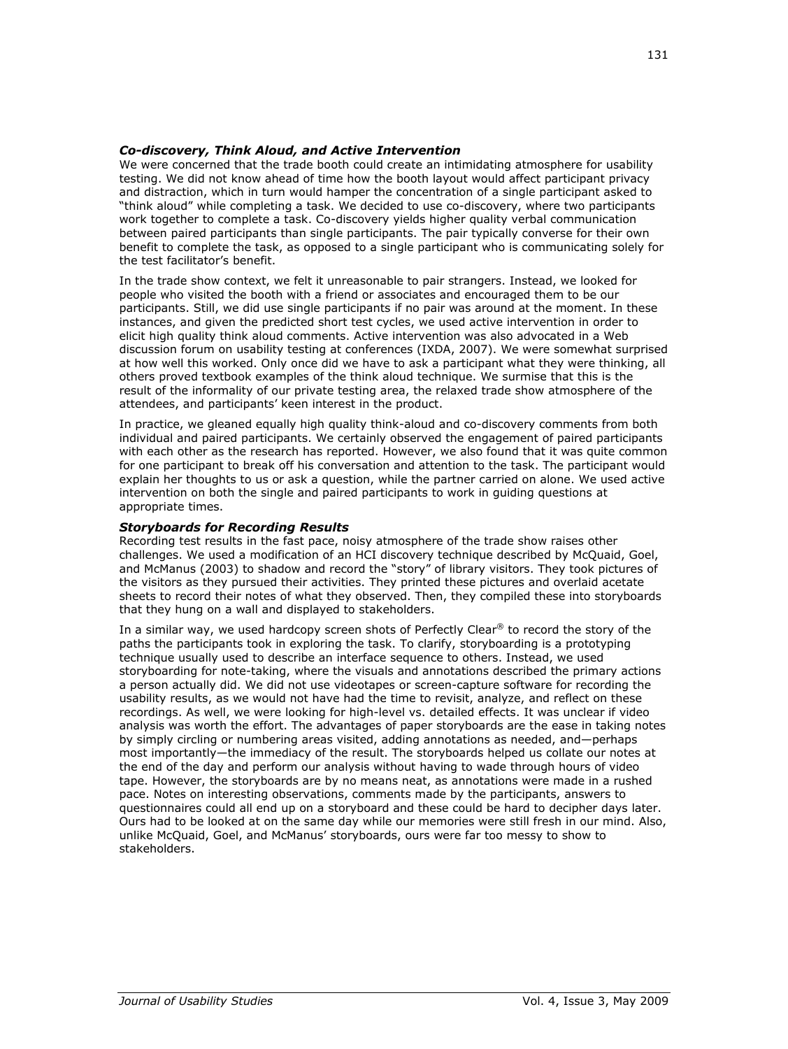### *Co-discovery, Think Aloud, and Active Intervention*

We were concerned that the trade booth could create an intimidating atmosphere for usability testing. We did not know ahead of time how the booth layout would affect participant privacy and distraction, which in turn would hamper the concentration of a single participant asked to "think aloud" while completing a task. We decided to use co-discovery, where two participants work together to complete a task. Co-discovery yields higher quality verbal communication between paired participants than single participants. The pair typically converse for their own benefit to complete the task, as opposed to a single participant who is communicating solely for the test facilitator's benefit.

In the trade show context, we felt it unreasonable to pair strangers. Instead, we looked for people who visited the booth with a friend or associates and encouraged them to be our participants. Still, we did use single participants if no pair was around at the moment. In these instances, and given the predicted short test cycles, we used active intervention in order to elicit high quality think aloud comments. Active intervention was also advocated in a Web discussion forum on usability testing at conferences (IXDA, 2007). We were somewhat surprised at how well this worked. Only once did we have to ask a participant what they were thinking, all others proved textbook examples of the think aloud technique. We surmise that this is the result of the informality of our private testing area, the relaxed trade show atmosphere of the attendees, and participants' keen interest in the product.

In practice, we gleaned equally high quality think-aloud and co-discovery comments from both individual and paired participants. We certainly observed the engagement of paired participants with each other as the research has reported. However, we also found that it was quite common for one participant to break off his conversation and attention to the task. The participant would explain her thoughts to us or ask a question, while the partner carried on alone. We used active intervention on both the single and paired participants to work in guiding questions at appropriate times.

### *Storyboards for Recording Results*

Recording test results in the fast pace, noisy atmosphere of the trade show raises other challenges. We used a modification of an HCI discovery technique described by McQuaid, Goel, and McManus (2003) to shadow and record the "story" of library visitors. They took pictures of the visitors as they pursued their activities. They printed these pictures and overlaid acetate sheets to record their notes of what they observed. Then, they compiled these into storyboards that they hung on a wall and displayed to stakeholders.

In a similar way, we used hardcopy screen shots of Perfectly Clear® to record the story of the paths the participants took in exploring the task. To clarify, storyboarding is a prototyping technique usually used to describe an interface sequence to others. Instead, we used storyboarding for note-taking, where the visuals and annotations described the primary actions a person actually did. We did not use videotapes or screen-capture software for recording the usability results, as we would not have had the time to revisit, analyze, and reflect on these recordings. As well, we were looking for high-level vs. detailed effects. It was unclear if video analysis was worth the effort. The advantages of paper storyboards are the ease in taking notes by simply circling or numbering areas visited, adding annotations as needed, and—perhaps most importantly—the immediacy of the result. The storyboards helped us collate our notes at the end of the day and perform our analysis without having to wade through hours of video tape. However, the storyboards are by no means neat, as annotations were made in a rushed pace. Notes on interesting observations, comments made by the participants, answers to questionnaires could all end up on a storyboard and these could be hard to decipher days later. Ours had to be looked at on the same day while our memories were still fresh in our mind. Also, unlike McQuaid, Goel, and McManus' storyboards, ours were far too messy to show to stakeholders.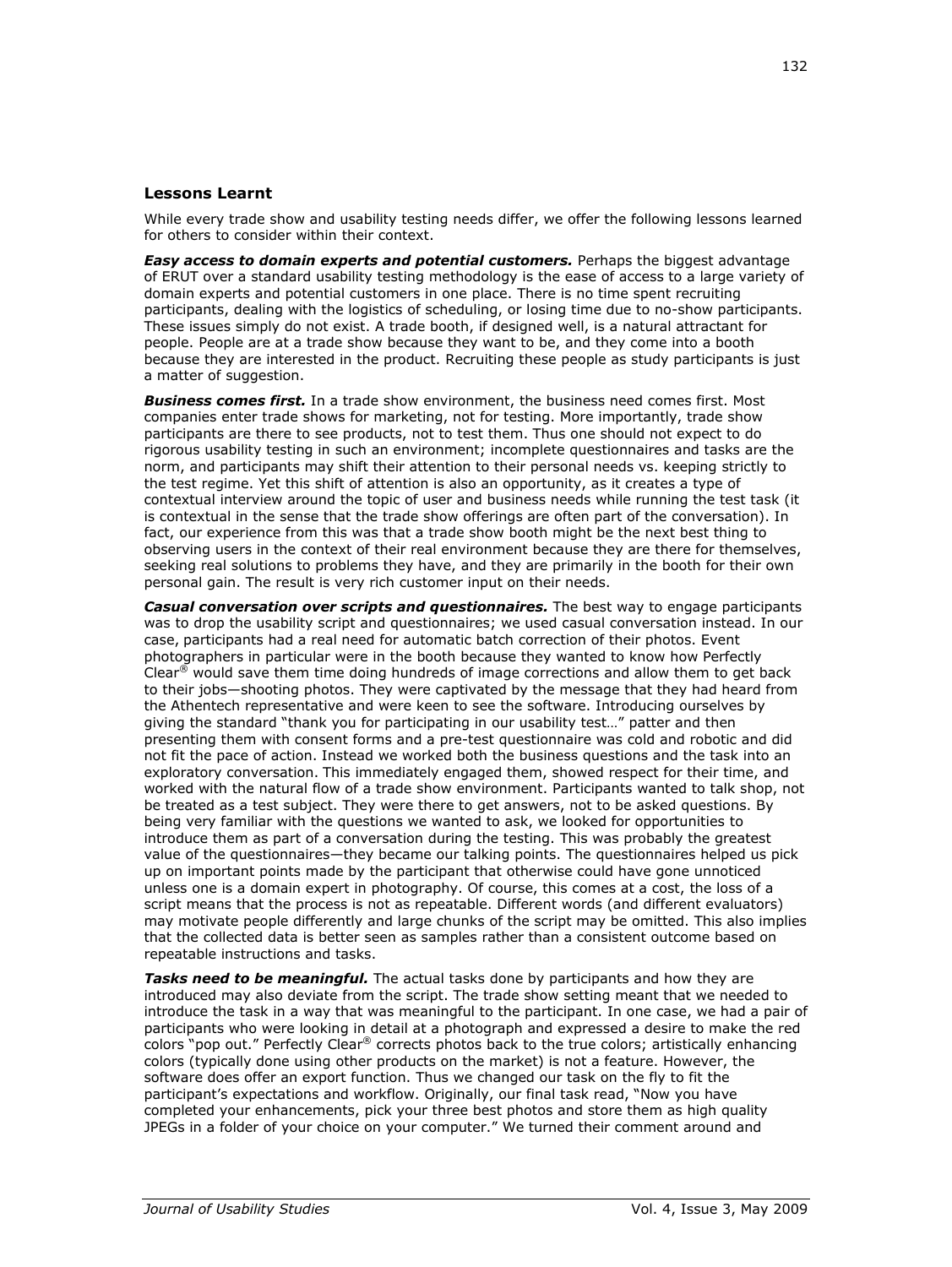### Lessons Learnt

While every trade show and usability testing needs differ, we offer the following lessons learned for others to consider within their context.

***Easy access to domain experts and potential customers.*** Perhaps the biggest advantage of ERUT over a standard usability testing methodology is the ease of access to a large variety of domain experts and potential customers in one place. There is no time spent recruiting participants, dealing with the logistics of scheduling, or losing time due to no-show participants. These issues simply do not exist. A trade booth, if designed well, is a natural attractant for people. People are at a trade show because they want to be, and they come into a booth because they are interested in the product. Recruiting these people as study participants is just a matter of suggestion.

***Business comes first.*** In a trade show environment, the business need comes first. Most companies enter trade shows for marketing, not for testing. More importantly, trade show participants are there to see products, not to test them. Thus one should not expect to do rigorous usability testing in such an environment; incomplete questionnaires and tasks are the norm, and participants may shift their attention to their personal needs vs. keeping strictly to the test regime. Yet this shift of attention is also an opportunity, as it creates a type of contextual interview around the topic of user and business needs while running the test task (it is contextual in the sense that the trade show offerings are often part of the conversation). In fact, our experience from this was that a trade show booth might be the next best thing to observing users in the context of their real environment because they are there for themselves, seeking real solutions to problems they have, and they are primarily in the booth for their own personal gain. The result is very rich customer input on their needs.

***Casual conversation over scripts and questionnaires.*** The best way to engage participants was to drop the usability script and questionnaires; we used casual conversation instead. In our case, participants had a real need for automatic batch correction of their photos. Event photographers in particular were in the booth because they wanted to know how Perfectly Clear® would save them time doing hundreds of image corrections and allow them to get back to their jobs—shooting photos. They were captivated by the message that they had heard from the Athentech representative and were keen to see the software. Introducing ourselves by giving the standard "thank you for participating in our usability test…" patter and then presenting them with consent forms and a pre-test questionnaire was cold and robotic and did not fit the pace of action. Instead we worked both the business questions and the task into an exploratory conversation. This immediately engaged them, showed respect for their time, and worked with the natural flow of a trade show environment. Participants wanted to talk shop, not be treated as a test subject. They were there to get answers, not to be asked questions. By being very familiar with the questions we wanted to ask, we looked for opportunities to introduce them as part of a conversation during the testing. This was probably the greatest value of the questionnaires—they became our talking points. The questionnaires helped us pick up on important points made by the participant that otherwise could have gone unnoticed unless one is a domain expert in photography. Of course, this comes at a cost, the loss of a script means that the process is not as repeatable. Different words (and different evaluators) may motivate people differently and large chunks of the script may be omitted. This also implies that the collected data is better seen as samples rather than a consistent outcome based on repeatable instructions and tasks.

***Tasks need to be meaningful.*** The actual tasks done by participants and how they are introduced may also deviate from the script. The trade show setting meant that we needed to introduce the task in a way that was meaningful to the participant. In one case, we had a pair of participants who were looking in detail at a photograph and expressed a desire to make the red colors "pop out." Perfectly Clear® corrects photos back to the true colors; artistically enhancing colors (typically done using other products on the market) is not a feature. However, the software does offer an export function. Thus we changed our task on the fly to fit the participant's expectations and workflow. Originally, our final task read, "Now you have completed your enhancements, pick your three best photos and store them as high quality JPEGs in a folder of your choice on your computer." We turned their comment around and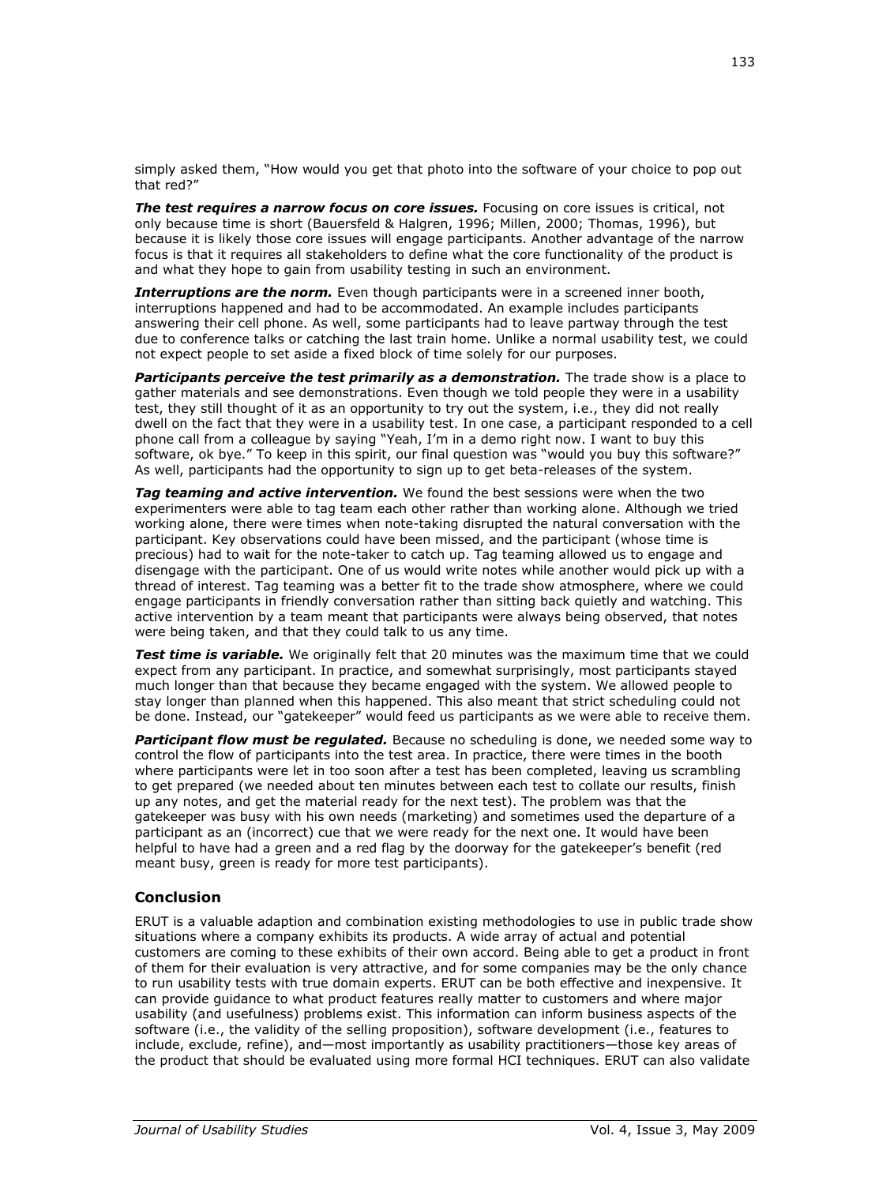simply asked them, "How would you get that photo into the software of your choice to pop out that red?"

***The test requires a narrow focus on core issues.*** Focusing on core issues is critical, not only because time is short (Bauersfeld & Halgren, 1996; Millen, 2000; Thomas, 1996), but because it is likely those core issues will engage participants. Another advantage of the narrow focus is that it requires all stakeholders to define what the core functionality of the product is and what they hope to gain from usability testing in such an environment.

***Interruptions are the norm.*** Even though participants were in a screened inner booth, interruptions happened and had to be accommodated. An example includes participants answering their cell phone. As well, some participants had to leave partway through the test due to conference talks or catching the last train home. Unlike a normal usability test, we could not expect people to set aside a fixed block of time solely for our purposes.

***Participants perceive the test primarily as a demonstration.*** The trade show is a place to gather materials and see demonstrations. Even though we told people they were in a usability test, they still thought of it as an opportunity to try out the system, i.e., they did not really dwell on the fact that they were in a usability test. In one case, a participant responded to a cell phone call from a colleague by saying "Yeah, I'm in a demo right now. I want to buy this software, ok bye." To keep in this spirit, our final question was "would you buy this software?" As well, participants had the opportunity to sign up to get beta-releases of the system.

***Tag teaming and active intervention.*** We found the best sessions were when the two experimenters were able to tag team each other rather than working alone. Although we tried working alone, there were times when note-taking disrupted the natural conversation with the participant. Key observations could have been missed, and the participant (whose time is precious) had to wait for the note-taker to catch up. Tag teaming allowed us to engage and disengage with the participant. One of us would write notes while another would pick up with a thread of interest. Tag teaming was a better fit to the trade show atmosphere, where we could engage participants in friendly conversation rather than sitting back quietly and watching. This active intervention by a team meant that participants were always being observed, that notes were being taken, and that they could talk to us any time.

***Test time is variable.*** We originally felt that 20 minutes was the maximum time that we could expect from any participant. In practice, and somewhat surprisingly, most participants stayed much longer than that because they became engaged with the system. We allowed people to stay longer than planned when this happened. This also meant that strict scheduling could not be done. Instead, our "gatekeeper" would feed us participants as we were able to receive them.

***Participant flow must be regulated.*** Because no scheduling is done, we needed some way to control the flow of participants into the test area. In practice, there were times in the booth where participants were let in too soon after a test has been completed, leaving us scrambling to get prepared (we needed about ten minutes between each test to collate our results, finish up any notes, and get the material ready for the next test). The problem was that the gatekeeper was busy with his own needs (marketing) and sometimes used the departure of a participant as an (incorrect) cue that we were ready for the next one. It would have been helpful to have had a green and a red flag by the doorway for the gatekeeper's benefit (red meant busy, green is ready for more test participants).

## Conclusion

ERUT is a valuable adaption and combination existing methodologies to use in public trade show situations where a company exhibits its products. A wide array of actual and potential customers are coming to these exhibits of their own accord. Being able to get a product in front of them for their evaluation is very attractive, and for some companies may be the only chance to run usability tests with true domain experts. ERUT can be both effective and inexpensive. It can provide guidance to what product features really matter to customers and where major usability (and usefulness) problems exist. This information can inform business aspects of the software (i.e., the validity of the selling proposition), software development (i.e., features to include, exclude, refine), and—most importantly as usability practitioners—those key areas of the product that should be evaluated using more formal HCI techniques. ERUT can also validate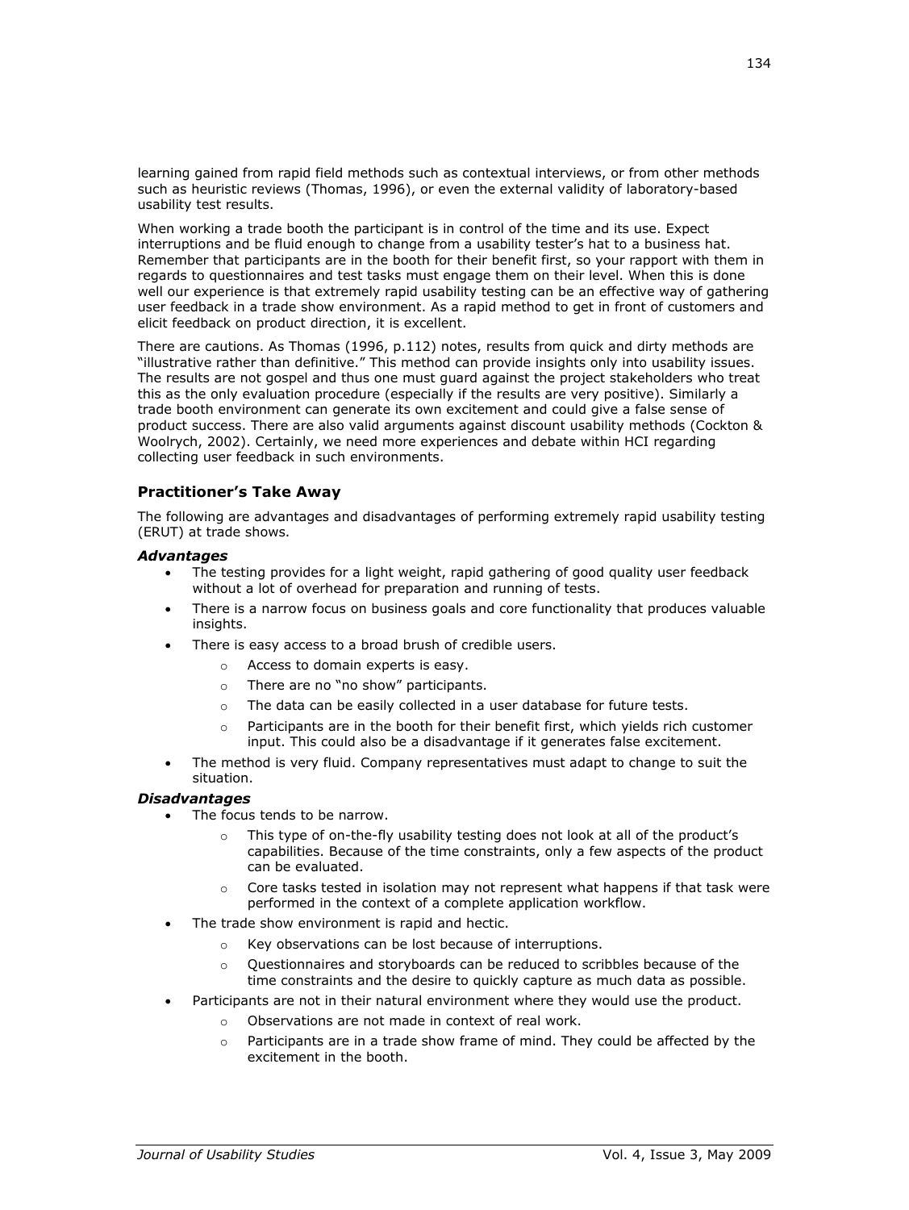learning gained from rapid field methods such as contextual interviews, or from other methods such as heuristic reviews (Thomas, 1996), or even the external validity of laboratory-based usability test results.

When working a trade booth the participant is in control of the time and its use. Expect interruptions and be fluid enough to change from a usability tester's hat to a business hat. Remember that participants are in the booth for their benefit first, so your rapport with them in regards to questionnaires and test tasks must engage them on their level. When this is done well our experience is that extremely rapid usability testing can be an effective way of gathering user feedback in a trade show environment. As a rapid method to get in front of customers and elicit feedback on product direction, it is excellent.

There are cautions. As Thomas (1996, p.112) notes, results from quick and dirty methods are "illustrative rather than definitive." This method can provide insights only into usability issues. The results are not gospel and thus one must guard against the project stakeholders who treat this as the only evaluation procedure (especially if the results are very positive). Similarly a trade booth environment can generate its own excitement and could give a false sense of product success. There are also valid arguments against discount usability methods (Cockton & Woolrych, 2002). Certainly, we need more experiences and debate within HCI regarding collecting user feedback in such environments.

## Practitioner's Take Away

The following are advantages and disadvantages of performing extremely rapid usability testing (ERUT) at trade shows.

### *Advantages*

- The testing provides for a light weight, rapid gathering of good quality user feedback without a lot of overhead for preparation and running of tests.
- There is a narrow focus on business goals and core functionality that produces valuable insights.
- There is easy access to a broad brush of credible users.
    - Access to domain experts is easy.
    - There are no "no show" participants.
    - The data can be easily collected in a user database for future tests.
    - Participants are in the booth for their benefit first, which yields rich customer input. This could also be a disadvantage if it generates false excitement.
- The method is very fluid. Company representatives must adapt to change to suit the situation.

### *Disadvantages*

- The focus tends to be narrow.
    - This type of on-the-fly usability testing does not look at all of the product's capabilities. Because of the time constraints, only a few aspects of the product can be evaluated.
    - Core tasks tested in isolation may not represent what happens if that task were performed in the context of a complete application workflow.
- The trade show environment is rapid and hectic.
    - Key observations can be lost because of interruptions.
    - Questionnaires and storyboards can be reduced to scribbles because of the time constraints and the desire to quickly capture as much data as possible.
- Participants are not in their natural environment where they would use the product.
    - Observations are not made in context of real work.
    - Participants are in a trade show frame of mind. They could be affected by the excitement in the booth.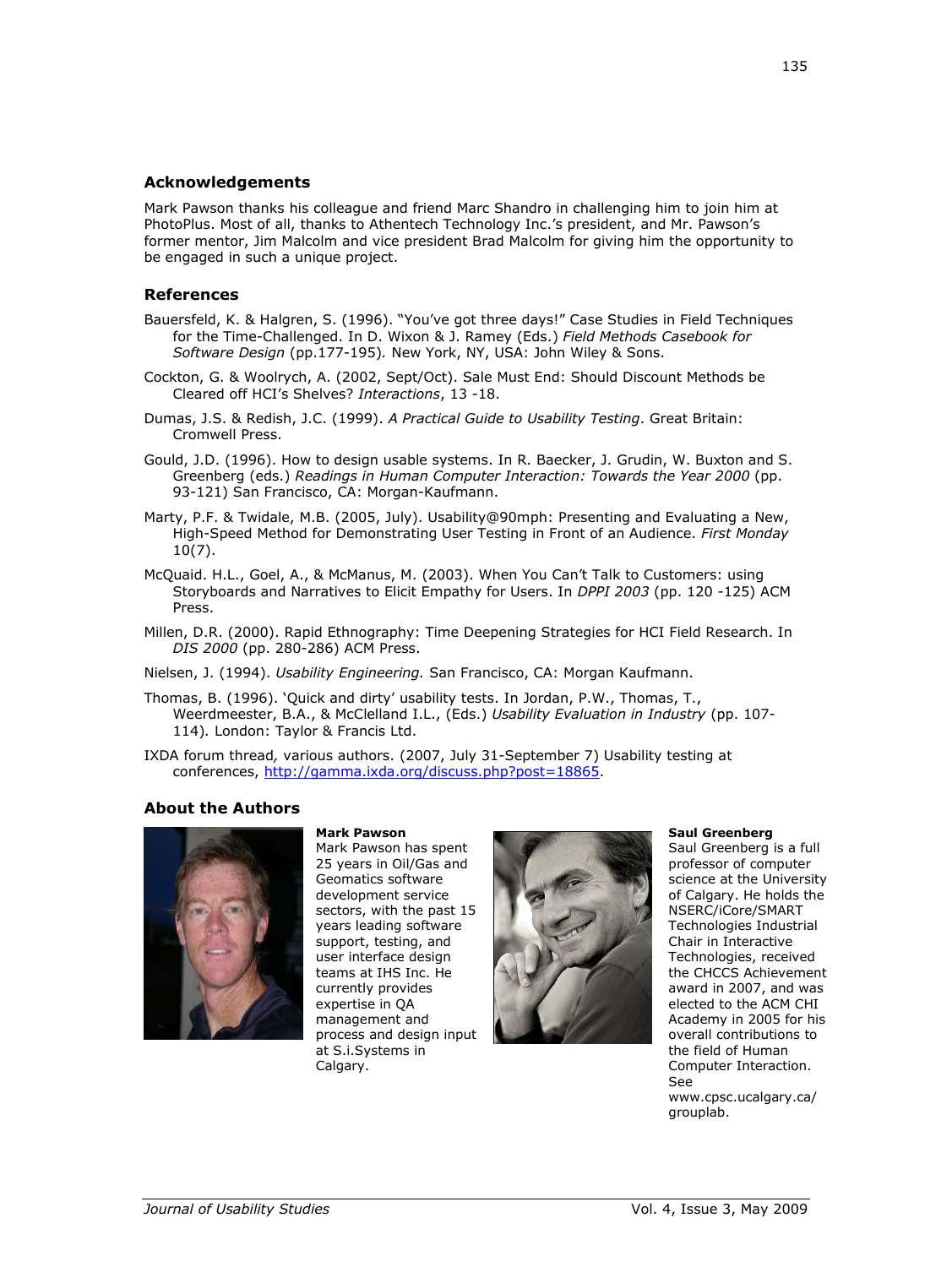## Acknowledgements

Mark Pawson thanks his colleague and friend Marc Shandro in challenging him to join him at PhotoPlus. Most of all, thanks to Athentech Technology Inc.'s president, and Mr. Pawson's former mentor, Jim Malcolm and vice president Brad Malcolm for giving him the opportunity to be engaged in such a unique project.

## References

Bauersfeld, K. & Halgren, S. (1996). "You've got three days!" Case Studies in Field Techniques for the Time-Challenged. In D. Wixon & J. Ramey (Eds.) *Field Methods Casebook for Software Design* (pp.177-195). New York, NY, USA: John Wiley & Sons.

Cockton, G. & Woolrych, A. (2002, Sept/Oct). Sale Must End: Should Discount Methods be Cleared off HCI's Shelves? *Interactions*, 13 -18.

Dumas, J.S. & Redish, J.C. (1999). *A Practical Guide to Usability Testing*. Great Britain: Cromwell Press.

Gould, J.D. (1996). How to design usable systems. In R. Baecker, J. Grudin, W. Buxton and S. Greenberg (eds.) *Readings in Human Computer Interaction: Towards the Year 2000* (pp. 93-121) San Francisco, CA: Morgan-Kaufmann.

Marty, P.F. & Twidale, M.B. (2005, July). Usability@90mph: Presenting and Evaluating a New, High-Speed Method for Demonstrating User Testing in Front of an Audience. *First Monday* 10(7).

McQuaid. H.L., Goel, A., & McManus, M. (2003). When You Can't Talk to Customers: using Storyboards and Narratives to Elicit Empathy for Users. In *DPPI 2003* (pp. 120 -125) ACM Press.

Millen, D.R. (2000). Rapid Ethnography: Time Deepening Strategies for HCI Field Research. In *DIS 2000* (pp. 280-286) ACM Press.

Nielsen, J. (1994). *Usability Engineering.* San Francisco, CA: Morgan Kaufmann.

Thomas, B. (1996). 'Quick and dirty' usability tests. In Jordan, P.W., Thomas, T., Weerdmeester, B.A., & McClelland I.L., (Eds.) *Usability Evaluation in Industry* (pp. 107-114). London: Taylor & Francis Ltd.

IXDA forum thread*,* various authors. (2007, July 31-September 7) Usability testing at conferences, http://gamma.ixda.org/discuss.php?post=18865.

## About the Authors

**Mark Pawson**

Mark Pawson has spent 25 years in Oil/Gas and Geomatics software development service sectors, with the past 15 years leading software support, testing, and user interface design teams at IHS Inc. He currently provides expertise in QA management and process and design input at S.i.Systems in Calgary.

**Saul Greenberg**

Saul Greenberg is a full professor of computer science at the University of Calgary. He holds the NSERC/iCore/SMART Technologies Industrial Chair in Interactive Technologies, received the CHCCS Achievement award in 2007, and was elected to the ACM CHI Academy in 2005 for his overall contributions to the field of Human Computer Interaction. See www.cpsc.ucalgary.ca/grouplab.